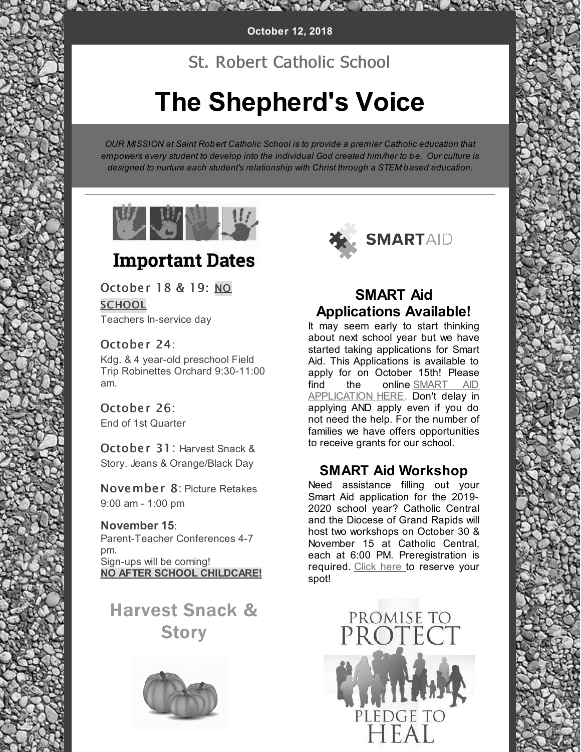October 12, 2018

St. Robert Catholic School

# The Shepherd's Voice

*OUR MISSION at Saint Robert Catholic School is to provide a premier Catholic education that empowers every student to develop into the individual God created him/her to be. Our culture is designed to nurture each student's relationship with Christ through a STEM based education.*

---

## Important Dates

October 18 & 19: NO SCHOOL
Teachers In-service day

October 24:
Kdg. & 4 year-old preschool Field Trip Robinettes Orchard 9:30-11:00 am.

October 26:
End of 1st Quarter

October 31: Harvest Snack & Story. Jeans & Orange/Black Day

November 8: Picture Retakes 9:00 am - 1:00 pm

**November 15**:
Parent-Teacher Conferences 4-7 pm.
Sign-ups will be coming!
**NO AFTER SCHOOL CHILDCARE!**

## Harvest Snack & Story

SMARTAID

## SMART Aid Applications Available!

It may seem early to start thinking about next school year but we have started taking applications for Smart Aid. This Applications is available to apply for on October 15th! Please find the online SMART AID APPLICATION HERE. Don't delay in applying AND apply even if you do not need the help. For the number of families we have offers opportunities to receive grants for our school.

## SMART Aid Workshop

Need assistance filling out your Smart Aid application for the 2019-2020 school year? Catholic Central and the Diocese of Grand Rapids will host two workshops on October 30 & November 15 at Catholic Central, each at 6:00 PM. Preregistration is required. Click here to reserve your spot!

PROMISE TO PROTECT

PLEDGE TO HEAL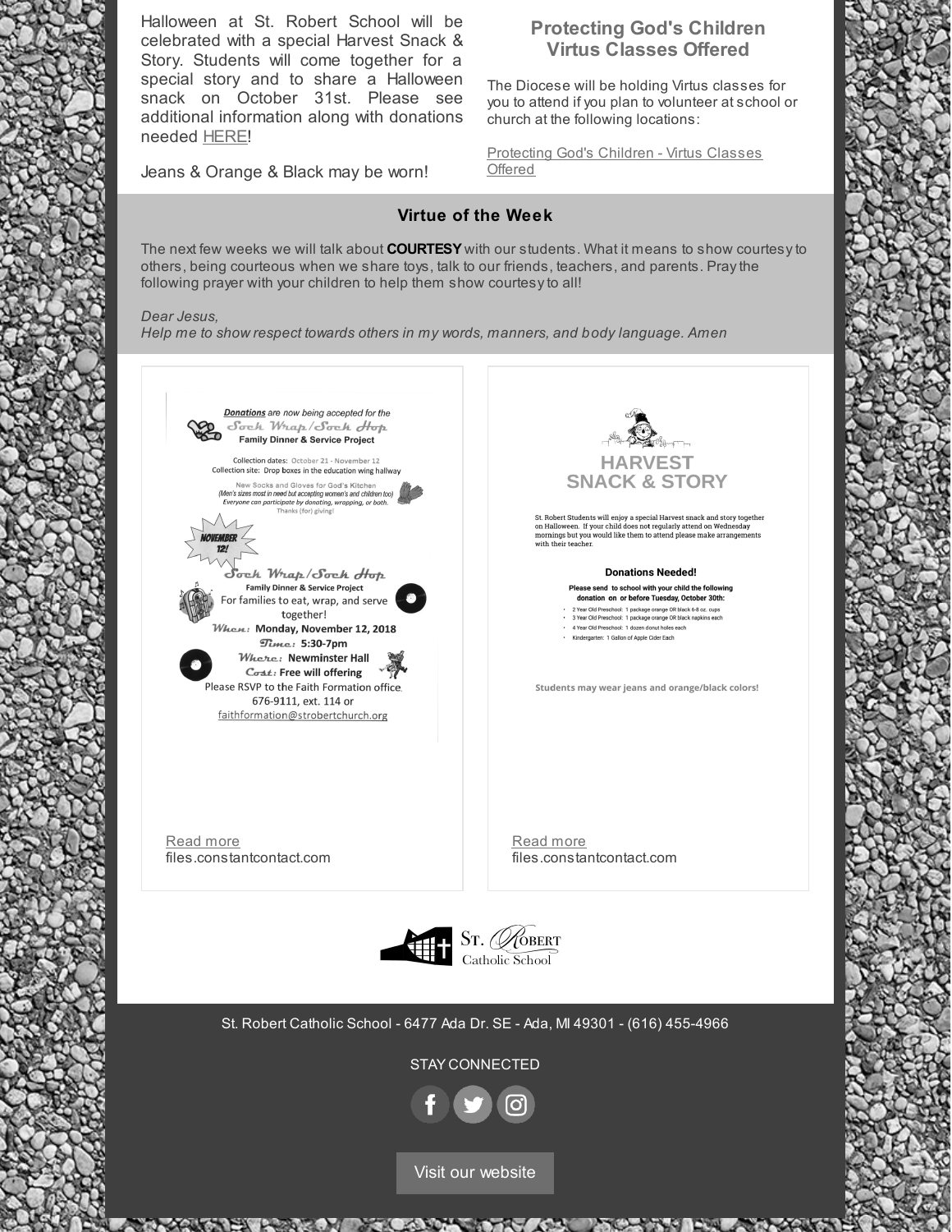Halloween at St. Robert School will be celebrated with a special Harvest Snack & Story. Students will come together for a special story and to share a Halloween snack on October 31st. Please see additional information along with donations needed HERE!

Jeans & Orange & Black may be worn!

## Protecting God's Children Virtus Classes Offered

The Diocese will be holding Virtus classes for you to attend if you plan to volunteer at school or church at the following locations:

Protecting God's Children - Virtus Classes Offered

### Virtue of the Week

The next few weeks we will talk about **COURTESY** with our students. What it means to show courtesy to others, being courteous when we share toys, talk to our friends, teachers, and parents. Pray the following prayer with your children to help them show courtesy to all!

*Dear Jesus,*
*Help me to show respect towards others in my words, manners, and body language. Amen*

***Donations*** **are now being accepted for the**

**Sock Wrap/Sock Hop**
**Family Dinner & Service Project**

Collection dates: October 21 - November 12
Collection site: Drop boxes in the education wing hallway

New Socks and Gloves for God's Kitchen
*(Men's sizes most in need but accepting women's and children too)*
*Everyone can participate by donating, wrapping, or both.*
Thanks (for) giving!

NOVEMBER 12!

**Sock Wrap/Sock Hop**
**Family Dinner & Service Project**
For families to eat, wrap, and serve together!
*When:* **Monday, November 12, 2018**
*Time:* **5:30-7pm**
*Where:* **Newminster Hall**
*Cost:* **Free will offering**
Please RSVP to the Faith Formation office.
676-9111, ext. 114 or
faithformation@strobertchurch.org

Read more
files.constantcontact.com

## HARVEST SNACK & STORY

St. Robert Students will enjoy a special Harvest snack and story together on Halloween. If your child does not regularly attend on Wednesday mornings but you would like them to attend please make arrangements with their teacher.

**Donations Needed!**

**Please send to school with your child the following donation on or before Tuesday, October 30th:**

- 2 Year Old Preschool: 1 package orange OR black 6-8 oz. cups
- 3 Year Old Preschool: 1 package orange OR black napkins each
- 4 Year Old Preschool: 1 dozen donut holes each
- Kindergarten: 1 Gallon of Apple Cider Each

**Students may wear jeans and orange/black colors!**

Read more
files.constantcontact.com

St. Robert Catholic School

St. Robert Catholic School - 6477 Ada Dr. SE - Ada, MI 49301 - (616) 455-4966

STAY CONNECTED

Visit our website